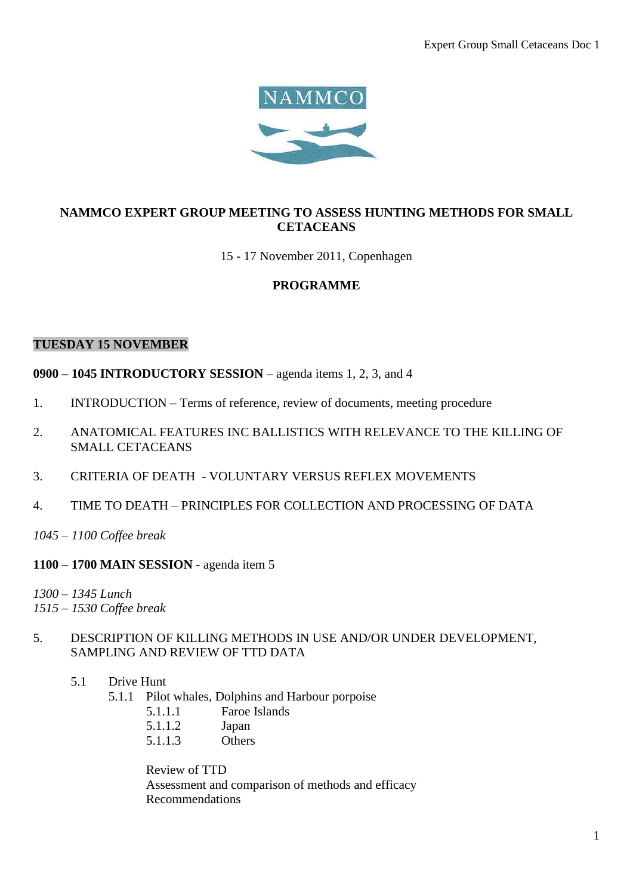NAMMCO

# NAMMCO EXPERT GROUP MEETING TO ASSESS HUNTING METHODS FOR SMALL CETACEANS

15 - 17 November 2011, Copenhagen

## PROGRAMME

### TUESDAY 15 NOVEMBER

**0900 – 1045 INTRODUCTORY SESSION** – agenda items 1, 2, 3, and 4

1. INTRODUCTION – Terms of reference, review of documents, meeting procedure

2. ANATOMICAL FEATURES INC BALLISTICS WITH RELEVANCE TO THE KILLING OF SMALL CETACEANS

3. CRITERIA OF DEATH - VOLUNTARY VERSUS REFLEX MOVEMENTS

4. TIME TO DEATH – PRINCIPLES FOR COLLECTION AND PROCESSING OF DATA

*1045 – 1100 Coffee break*

**1100 – 1700 MAIN SESSION** - agenda item 5

*1300 – 1345 Lunch*
*1515 – 1530 Coffee break*

5. DESCRIPTION OF KILLING METHODS IN USE AND/OR UNDER DEVELOPMENT, SAMPLING AND REVIEW OF TTD DATA

   5.1 Drive Hunt
   
   5.1.1 Pilot whales, Dolphins and Harbour porpoise
   
   5.1.1.1 Faroe Islands
   5.1.1.2 Japan
   5.1.1.3 Others

   Review of TTD
   Assessment and comparison of methods and efficacy
   Recommendations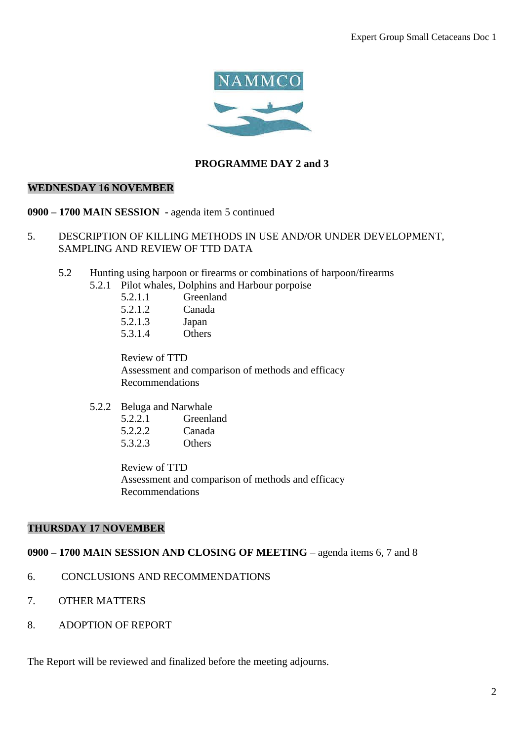## PROGRAMME DAY 2 and 3

**WEDNESDAY 16 NOVEMBER**

**0900 – 1700 MAIN SESSION** - agenda item 5 continued

5. DESCRIPTION OF KILLING METHODS IN USE AND/OR UNDER DEVELOPMENT, SAMPLING AND REVIEW OF TTD DATA

   5.2 Hunting using harpoon or firearms or combinations of harpoon/firearms

      5.2.1 Pilot whales, Dolphins and Harbour porpoise

         5.2.1.1 Greenland
         5.2.1.2 Canada
         5.2.1.3 Japan
         5.3.1.4 Others

         Review of TTD
         Assessment and comparison of methods and efficacy
         Recommendations

      5.2.2 Beluga and Narwhale

         5.2.2.1 Greenland
         5.2.2.2 Canada
         5.3.2.3 Others

         Review of TTD
         Assessment and comparison of methods and efficacy
         Recommendations

**THURSDAY 17 NOVEMBER**

**0900 – 1700 MAIN SESSION AND CLOSING OF MEETING** – agenda items 6, 7 and 8

6. CONCLUSIONS AND RECOMMENDATIONS

7. OTHER MATTERS

8. ADOPTION OF REPORT

The Report will be reviewed and finalized before the meeting adjourns.